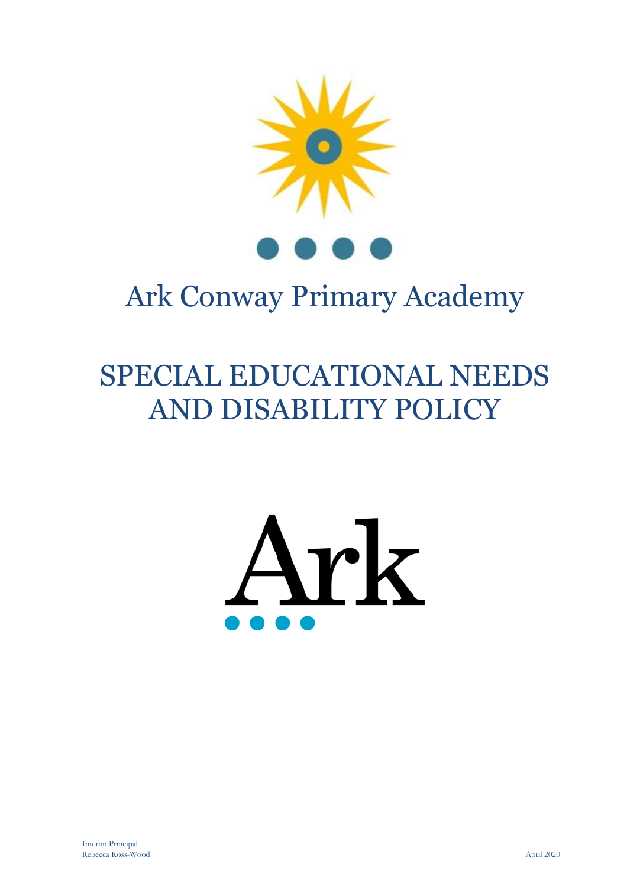# Ark Conway Primary Academy

# SPECIAL EDUCATIONAL NEEDS AND DISABILITY POLICY

Ark

Interim Principal
Rebecca Ross-Wood

April 2020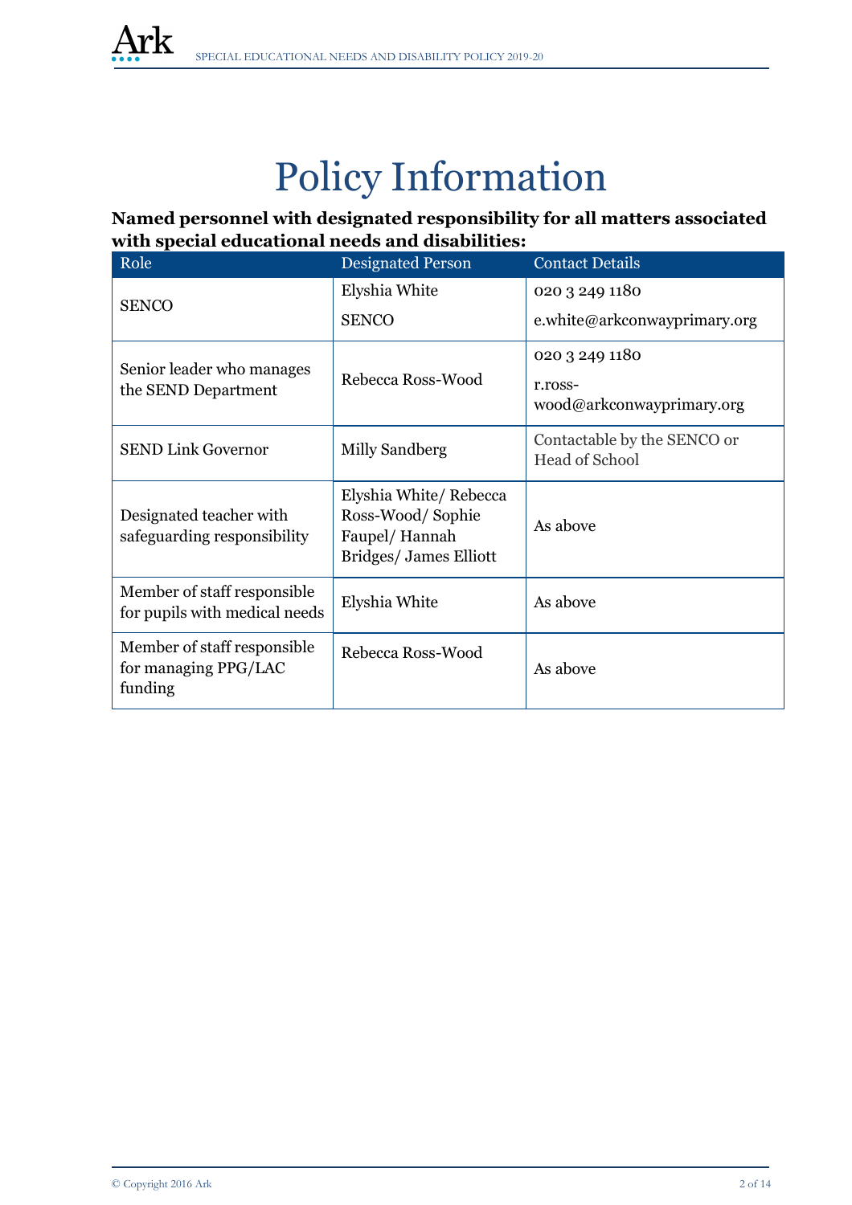# Policy Information

**Named personnel with designated responsibility for all matters associated with special educational needs and disabilities:**

| Role | Designated Person | Contact Details |
| --- | --- | --- |
| SENCO | Elyshia White<br>SENCO | 020 3 249 1180<br>e.white@arkconwayprimary.org |
| Senior leader who manages the SEND Department | Rebecca Ross-Wood | 020 3 249 1180<br>r.ross-wood@arkconwayprimary.org |
| SEND Link Governor | Milly Sandberg | Contactable by the SENCO or Head of School |
| Designated teacher with safeguarding responsibility | Elyshia White/ Rebecca Ross-Wood/ Sophie Faupel/ Hannah Bridges/ James Elliott | As above |
| Member of staff responsible for pupils with medical needs | Elyshia White | As above |
| Member of staff responsible for managing PPG/LAC funding | Rebecca Ross-Wood | As above |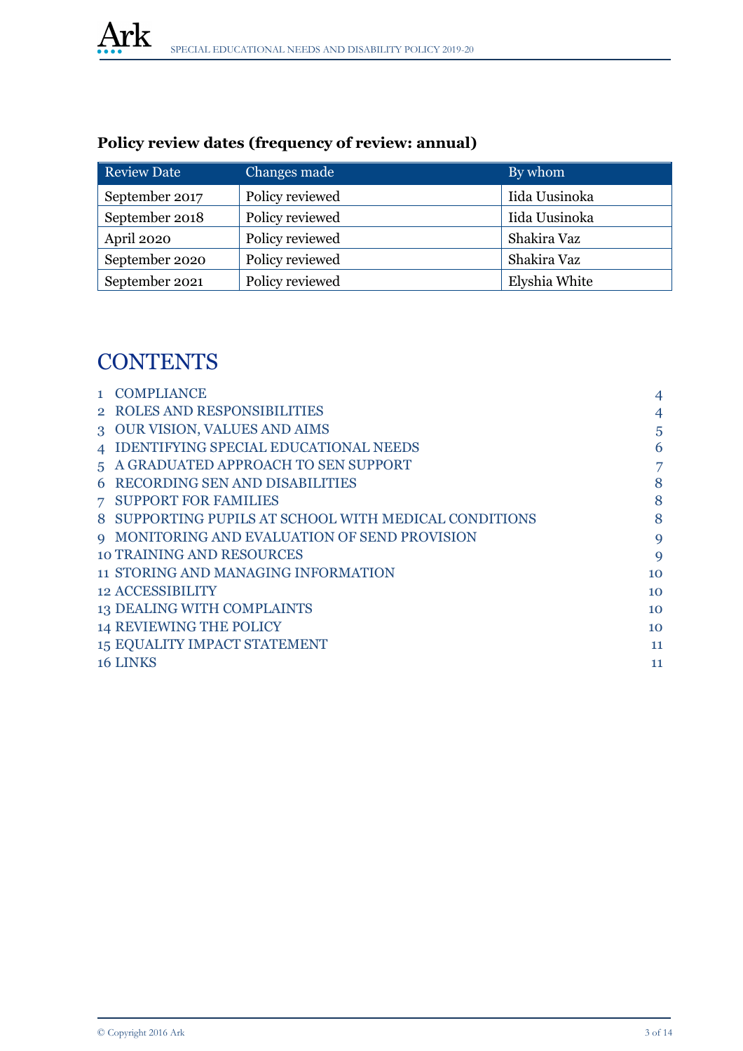**Policy review dates (frequency of review: annual)**

| Review Date | Changes made | By whom |
| --- | --- | --- |
| September 2017 | Policy reviewed | Iida Uusinoka |
| September 2018 | Policy reviewed | Iida Uusinoka |
| April 2020 | Policy reviewed | Shakira Vaz |
| September 2020 | Policy reviewed | Shakira Vaz |
| September 2021 | Policy reviewed | Elyshia White |

# CONTENTS

1 COMPLIANCE 4
2 ROLES AND RESPONSIBILITIES 4
3 OUR VISION, VALUES AND AIMS 5
4 IDENTIFYING SPECIAL EDUCATIONAL NEEDS 6
5 A GRADUATED APPROACH TO SEN SUPPORT 7
6 RECORDING SEN AND DISABILITIES 8
7 SUPPORT FOR FAMILIES 8
8 SUPPORTING PUPILS AT SCHOOL WITH MEDICAL CONDITIONS 8
9 MONITORING AND EVALUATION OF SEND PROVISION 9
10 TRAINING AND RESOURCES 9
11 STORING AND MANAGING INFORMATION 10
12 ACCESSIBILITY 10
13 DEALING WITH COMPLAINTS 10
14 REVIEWING THE POLICY 10
15 EQUALITY IMPACT STATEMENT 11
16 LINKS 11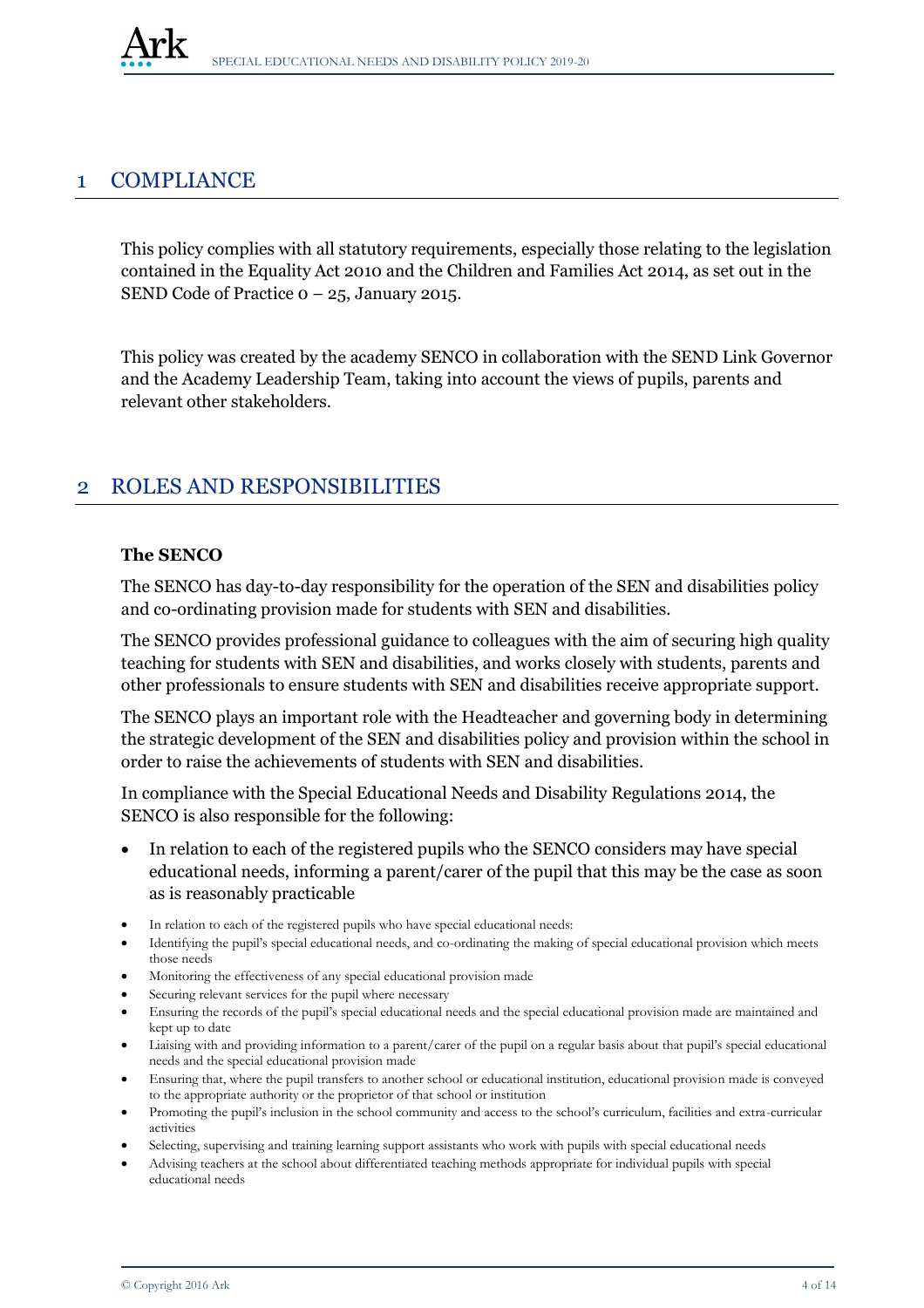## 1 COMPLIANCE

This policy complies with all statutory requirements, especially those relating to the legislation contained in the Equality Act 2010 and the Children and Families Act 2014, as set out in the SEND Code of Practice 0 – 25, January 2015.

This policy was created by the academy SENCO in collaboration with the SEND Link Governor and the Academy Leadership Team, taking into account the views of pupils, parents and relevant other stakeholders.

## 2 ROLES AND RESPONSIBILITIES

**The SENCO**

The SENCO has day-to-day responsibility for the operation of the SEN and disabilities policy and co-ordinating provision made for students with SEN and disabilities.

The SENCO provides professional guidance to colleagues with the aim of securing high quality teaching for students with SEN and disabilities, and works closely with students, parents and other professionals to ensure students with SEN and disabilities receive appropriate support.

The SENCO plays an important role with the Headteacher and governing body in determining the strategic development of the SEN and disabilities policy and provision within the school in order to raise the achievements of students with SEN and disabilities.

In compliance with the Special Educational Needs and Disability Regulations 2014, the SENCO is also responsible for the following:

- In relation to each of the registered pupils who the SENCO considers may have special educational needs, informing a parent/carer of the pupil that this may be the case as soon as is reasonably practicable
- In relation to each of the registered pupils who have special educational needs:
- Identifying the pupil's special educational needs, and co-ordinating the making of special educational provision which meets those needs
- Monitoring the effectiveness of any special educational provision made
- Securing relevant services for the pupil where necessary
- Ensuring the records of the pupil's special educational needs and the special educational provision made are maintained and kept up to date
- Liaising with and providing information to a parent/carer of the pupil on a regular basis about that pupil's special educational needs and the special educational provision made
- Ensuring that, where the pupil transfers to another school or educational institution, educational provision made is conveyed to the appropriate authority or the proprietor of that school or institution
- Promoting the pupil's inclusion in the school community and access to the school's curriculum, facilities and extra-curricular activities
- Selecting, supervising and training learning support assistants who work with pupils with special educational needs
- Advising teachers at the school about differentiated teaching methods appropriate for individual pupils with special educational needs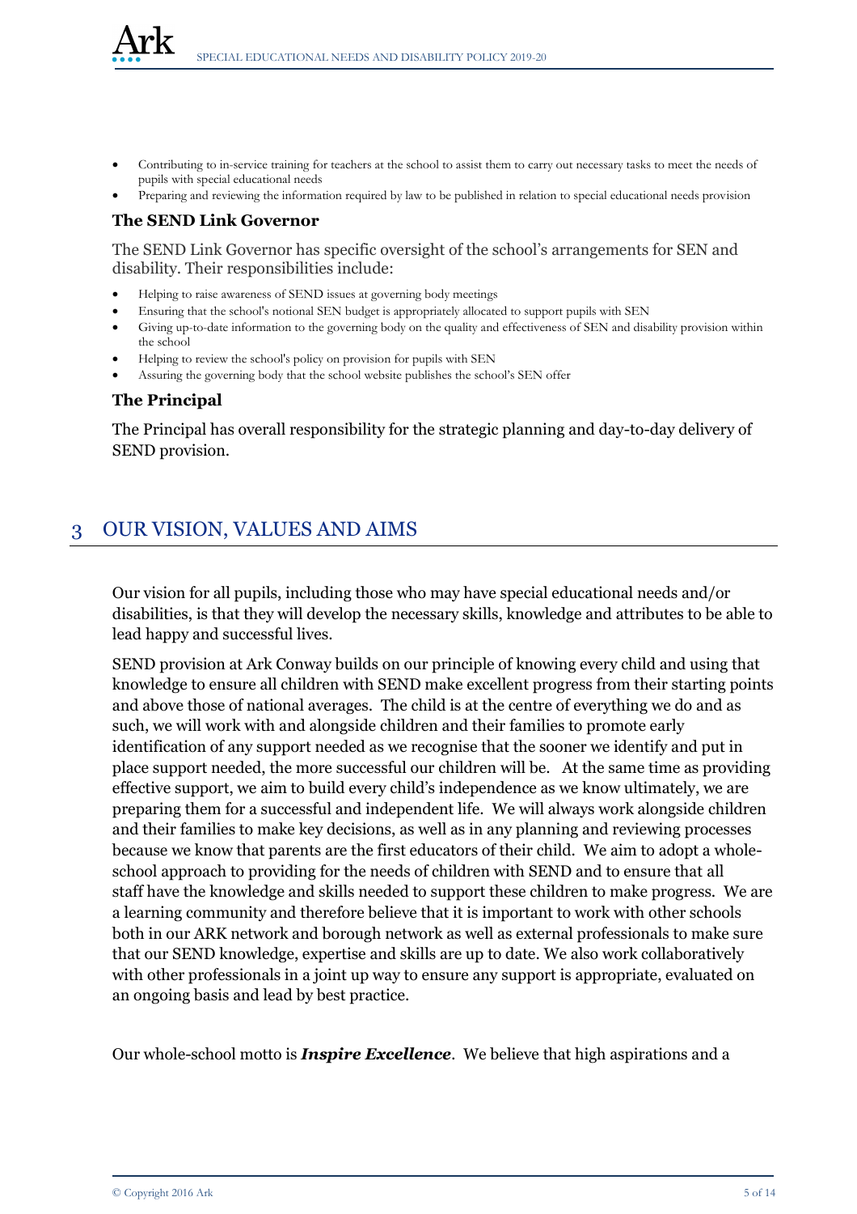- Contributing to in-service training for teachers at the school to assist them to carry out necessary tasks to meet the needs of pupils with special educational needs
- Preparing and reviewing the information required by law to be published in relation to special educational needs provision

### The SEND Link Governor

The SEND Link Governor has specific oversight of the school's arrangements for SEN and disability. Their responsibilities include:

- Helping to raise awareness of SEND issues at governing body meetings
- Ensuring that the school's notional SEN budget is appropriately allocated to support pupils with SEN
- Giving up-to-date information to the governing body on the quality and effectiveness of SEN and disability provision within the school
- Helping to review the school's policy on provision for pupils with SEN
- Assuring the governing body that the school website publishes the school's SEN offer

### The Principal

The Principal has overall responsibility for the strategic planning and day-to-day delivery of SEND provision.

## 3 OUR VISION, VALUES AND AIMS

Our vision for all pupils, including those who may have special educational needs and/or disabilities, is that they will develop the necessary skills, knowledge and attributes to be able to lead happy and successful lives.

SEND provision at Ark Conway builds on our principle of knowing every child and using that knowledge to ensure all children with SEND make excellent progress from their starting points and above those of national averages. The child is at the centre of everything we do and as such, we will work with and alongside children and their families to promote early identification of any support needed as we recognise that the sooner we identify and put in place support needed, the more successful our children will be. At the same time as providing effective support, we aim to build every child's independence as we know ultimately, we are preparing them for a successful and independent life. We will always work alongside children and their families to make key decisions, as well as in any planning and reviewing processes because we know that parents are the first educators of their child. We aim to adopt a whole-school approach to providing for the needs of children with SEND and to ensure that all staff have the knowledge and skills needed to support these children to make progress. We are a learning community and therefore believe that it is important to work with other schools both in our ARK network and borough network as well as external professionals to make sure that our SEND knowledge, expertise and skills are up to date. We also work collaboratively with other professionals in a joint up way to ensure any support is appropriate, evaluated on an ongoing basis and lead by best practice.

Our whole-school motto is ***Inspire Excellence***. We believe that high aspirations and a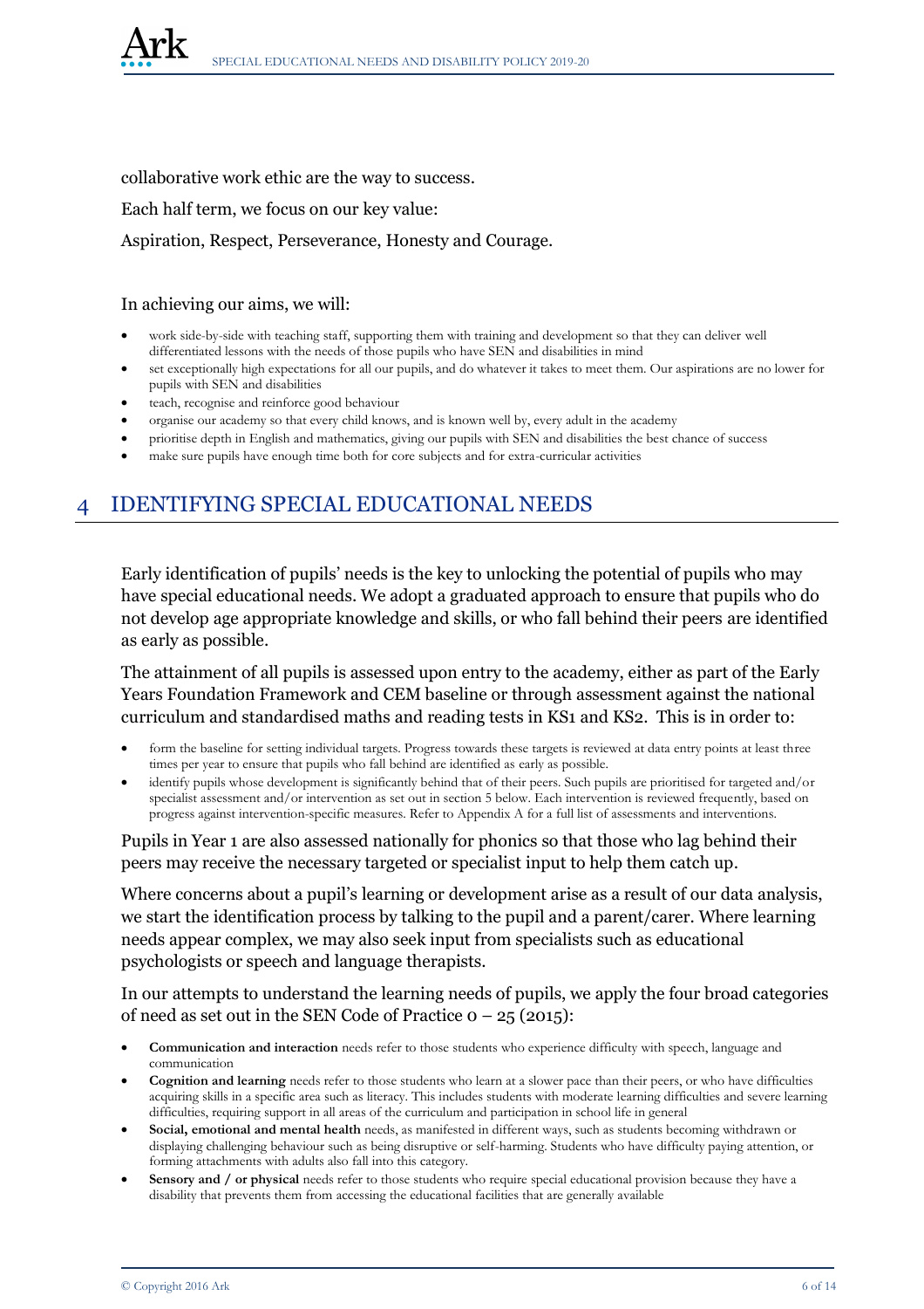collaborative work ethic are the way to success.

Each half term, we focus on our key value:

Aspiration, Respect, Perseverance, Honesty and Courage.

In achieving our aims, we will:

- work side-by-side with teaching staff, supporting them with training and development so that they can deliver well differentiated lessons with the needs of those pupils who have SEN and disabilities in mind
- set exceptionally high expectations for all our pupils, and do whatever it takes to meet them. Our aspirations are no lower for pupils with SEN and disabilities
- teach, recognise and reinforce good behaviour
- organise our academy so that every child knows, and is known well by, every adult in the academy
- prioritise depth in English and mathematics, giving our pupils with SEN and disabilities the best chance of success
- make sure pupils have enough time both for core subjects and for extra-curricular activities

# 4 IDENTIFYING SPECIAL EDUCATIONAL NEEDS

Early identification of pupils' needs is the key to unlocking the potential of pupils who may have special educational needs. We adopt a graduated approach to ensure that pupils who do not develop age appropriate knowledge and skills, or who fall behind their peers are identified as early as possible.

The attainment of all pupils is assessed upon entry to the academy, either as part of the Early Years Foundation Framework and CEM baseline or through assessment against the national curriculum and standardised maths and reading tests in KS1 and KS2. This is in order to:

- form the baseline for setting individual targets. Progress towards these targets is reviewed at data entry points at least three times per year to ensure that pupils who fall behind are identified as early as possible.
- identify pupils whose development is significantly behind that of their peers. Such pupils are prioritised for targeted and/or specialist assessment and/or intervention as set out in section 5 below. Each intervention is reviewed frequently, based on progress against intervention-specific measures. Refer to Appendix A for a full list of assessments and interventions.

Pupils in Year 1 are also assessed nationally for phonics so that those who lag behind their peers may receive the necessary targeted or specialist input to help them catch up.

Where concerns about a pupil's learning or development arise as a result of our data analysis, we start the identification process by talking to the pupil and a parent/carer. Where learning needs appear complex, we may also seek input from specialists such as educational psychologists or speech and language therapists.

In our attempts to understand the learning needs of pupils, we apply the four broad categories of need as set out in the SEN Code of Practice 0 – 25 (2015):

- **Communication and interaction** needs refer to those students who experience difficulty with speech, language and communication
- **Cognition and learning** needs refer to those students who learn at a slower pace than their peers, or who have difficulties acquiring skills in a specific area such as literacy. This includes students with moderate learning difficulties and severe learning difficulties, requiring support in all areas of the curriculum and participation in school life in general
- **Social, emotional and mental health** needs, as manifested in different ways, such as students becoming withdrawn or displaying challenging behaviour such as being disruptive or self-harming. Students who have difficulty paying attention, or forming attachments with adults also fall into this category.
- **Sensory and / or physical** needs refer to those students who require special educational provision because they have a disability that prevents them from accessing the educational facilities that are generally available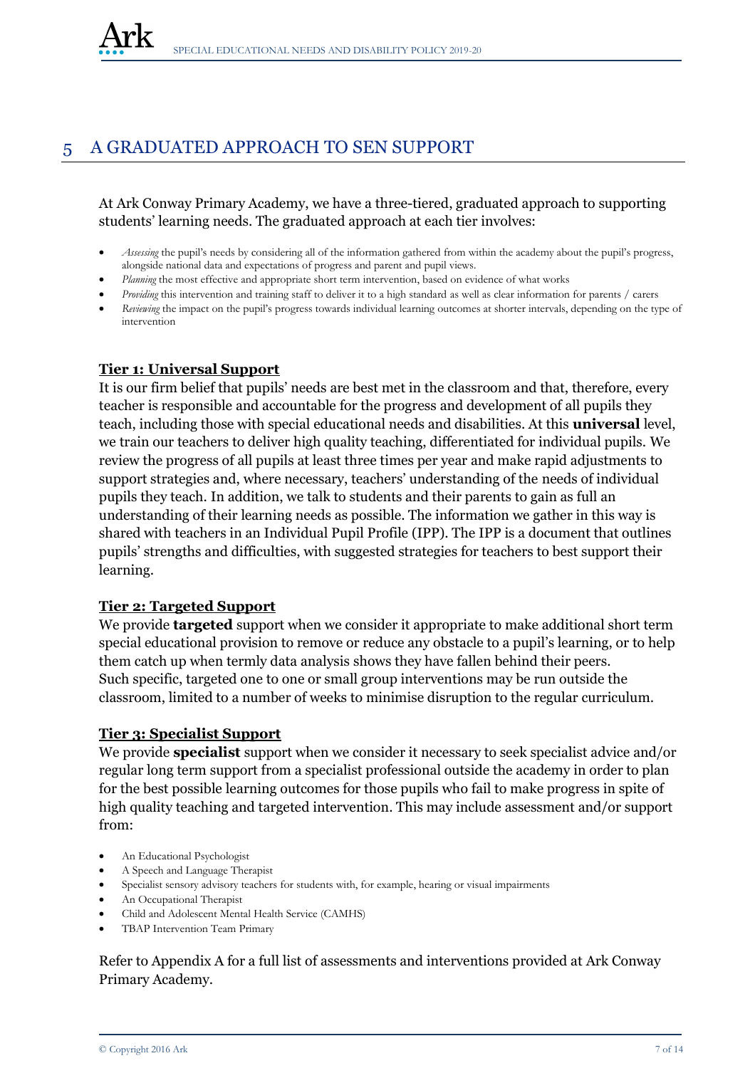# 5 A GRADUATED APPROACH TO SEN SUPPORT

At Ark Conway Primary Academy, we have a three-tiered, graduated approach to supporting students' learning needs. The graduated approach at each tier involves:

- *Assessing* the pupil's needs by considering all of the information gathered from within the academy about the pupil's progress, alongside national data and expectations of progress and parent and pupil views.
- *Planning* the most effective and appropriate short term intervention, based on evidence of what works
- *Providing* this intervention and training staff to deliver it to a high standard as well as clear information for parents / carers
- *Reviewing* the impact on the pupil's progress towards individual learning outcomes at shorter intervals, depending on the type of intervention

**Tier 1: Universal Support**

It is our firm belief that pupils' needs are best met in the classroom and that, therefore, every teacher is responsible and accountable for the progress and development of all pupils they teach, including those with special educational needs and disabilities. At this **universal** level, we train our teachers to deliver high quality teaching, differentiated for individual pupils. We review the progress of all pupils at least three times per year and make rapid adjustments to support strategies and, where necessary, teachers' understanding of the needs of individual pupils they teach. In addition, we talk to students and their parents to gain as full an understanding of their learning needs as possible. The information we gather in this way is shared with teachers in an Individual Pupil Profile (IPP). The IPP is a document that outlines pupils' strengths and difficulties, with suggested strategies for teachers to best support their learning.

**Tier 2: Targeted Support**

We provide **targeted** support when we consider it appropriate to make additional short term special educational provision to remove or reduce any obstacle to a pupil's learning, or to help them catch up when termly data analysis shows they have fallen behind their peers. Such specific, targeted one to one or small group interventions may be run outside the classroom, limited to a number of weeks to minimise disruption to the regular curriculum.

**Tier 3: Specialist Support**

We provide **specialist** support when we consider it necessary to seek specialist advice and/or regular long term support from a specialist professional outside the academy in order to plan for the best possible learning outcomes for those pupils who fail to make progress in spite of high quality teaching and targeted intervention. This may include assessment and/or support from:

- An Educational Psychologist
- A Speech and Language Therapist
- Specialist sensory advisory teachers for students with, for example, hearing or visual impairments
- An Occupational Therapist
- Child and Adolescent Mental Health Service (CAMHS)
- TBAP Intervention Team Primary

Refer to Appendix A for a full list of assessments and interventions provided at Ark Conway Primary Academy.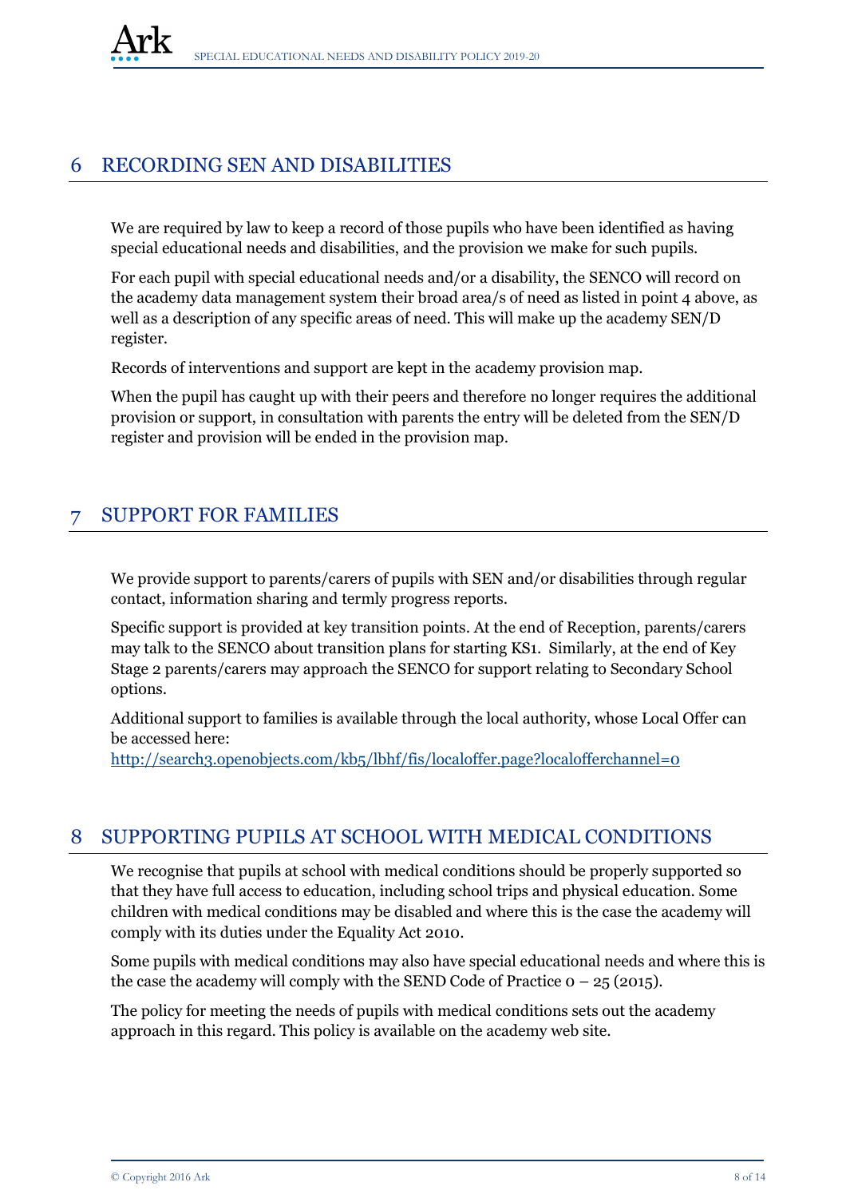## 6 RECORDING SEN AND DISABILITIES

We are required by law to keep a record of those pupils who have been identified as having special educational needs and disabilities, and the provision we make for such pupils.

For each pupil with special educational needs and/or a disability, the SENCO will record on the academy data management system their broad area/s of need as listed in point 4 above, as well as a description of any specific areas of need. This will make up the academy SEN/D register.

Records of interventions and support are kept in the academy provision map.

When the pupil has caught up with their peers and therefore no longer requires the additional provision or support, in consultation with parents the entry will be deleted from the SEN/D register and provision will be ended in the provision map.

## 7 SUPPORT FOR FAMILIES

We provide support to parents/carers of pupils with SEN and/or disabilities through regular contact, information sharing and termly progress reports.

Specific support is provided at key transition points. At the end of Reception, parents/carers may talk to the SENCO about transition plans for starting KS1. Similarly, at the end of Key Stage 2 parents/carers may approach the SENCO for support relating to Secondary School options.

Additional support to families is available through the local authority, whose Local Offer can be accessed here:
http://search3.openobjects.com/kb5/lbhf/fis/localoffer.page?localofferchannel=0

## 8 SUPPORTING PUPILS AT SCHOOL WITH MEDICAL CONDITIONS

We recognise that pupils at school with medical conditions should be properly supported so that they have full access to education, including school trips and physical education. Some children with medical conditions may be disabled and where this is the case the academy will comply with its duties under the Equality Act 2010.

Some pupils with medical conditions may also have special educational needs and where this is the case the academy will comply with the SEND Code of Practice 0 – 25 (2015).

The policy for meeting the needs of pupils with medical conditions sets out the academy approach in this regard. This policy is available on the academy web site.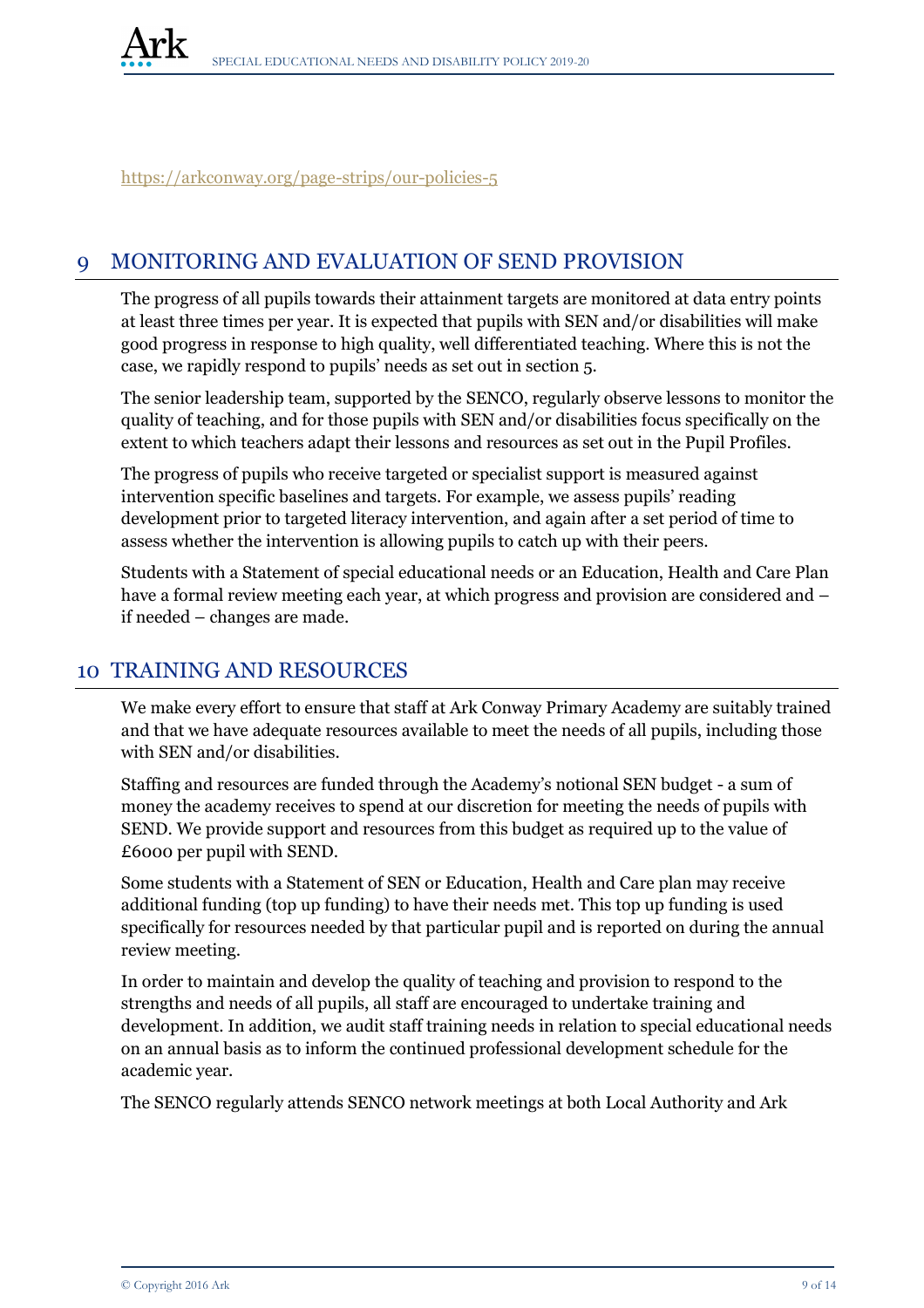https://arkconway.org/page-strips/our-policies-5

## 9 MONITORING AND EVALUATION OF SEND PROVISION

The progress of all pupils towards their attainment targets are monitored at data entry points at least three times per year. It is expected that pupils with SEN and/or disabilities will make good progress in response to high quality, well differentiated teaching. Where this is not the case, we rapidly respond to pupils' needs as set out in section 5.

The senior leadership team, supported by the SENCO, regularly observe lessons to monitor the quality of teaching, and for those pupils with SEN and/or disabilities focus specifically on the extent to which teachers adapt their lessons and resources as set out in the Pupil Profiles.

The progress of pupils who receive targeted or specialist support is measured against intervention specific baselines and targets. For example, we assess pupils' reading development prior to targeted literacy intervention, and again after a set period of time to assess whether the intervention is allowing pupils to catch up with their peers.

Students with a Statement of special educational needs or an Education, Health and Care Plan have a formal review meeting each year, at which progress and provision are considered and – if needed – changes are made.

## 10 TRAINING AND RESOURCES

We make every effort to ensure that staff at Ark Conway Primary Academy are suitably trained and that we have adequate resources available to meet the needs of all pupils, including those with SEN and/or disabilities.

Staffing and resources are funded through the Academy's notional SEN budget - a sum of money the academy receives to spend at our discretion for meeting the needs of pupils with SEND. We provide support and resources from this budget as required up to the value of £6000 per pupil with SEND.

Some students with a Statement of SEN or Education, Health and Care plan may receive additional funding (top up funding) to have their needs met. This top up funding is used specifically for resources needed by that particular pupil and is reported on during the annual review meeting.

In order to maintain and develop the quality of teaching and provision to respond to the strengths and needs of all pupils, all staff are encouraged to undertake training and development. In addition, we audit staff training needs in relation to special educational needs on an annual basis as to inform the continued professional development schedule for the academic year.

The SENCO regularly attends SENCO network meetings at both Local Authority and Ark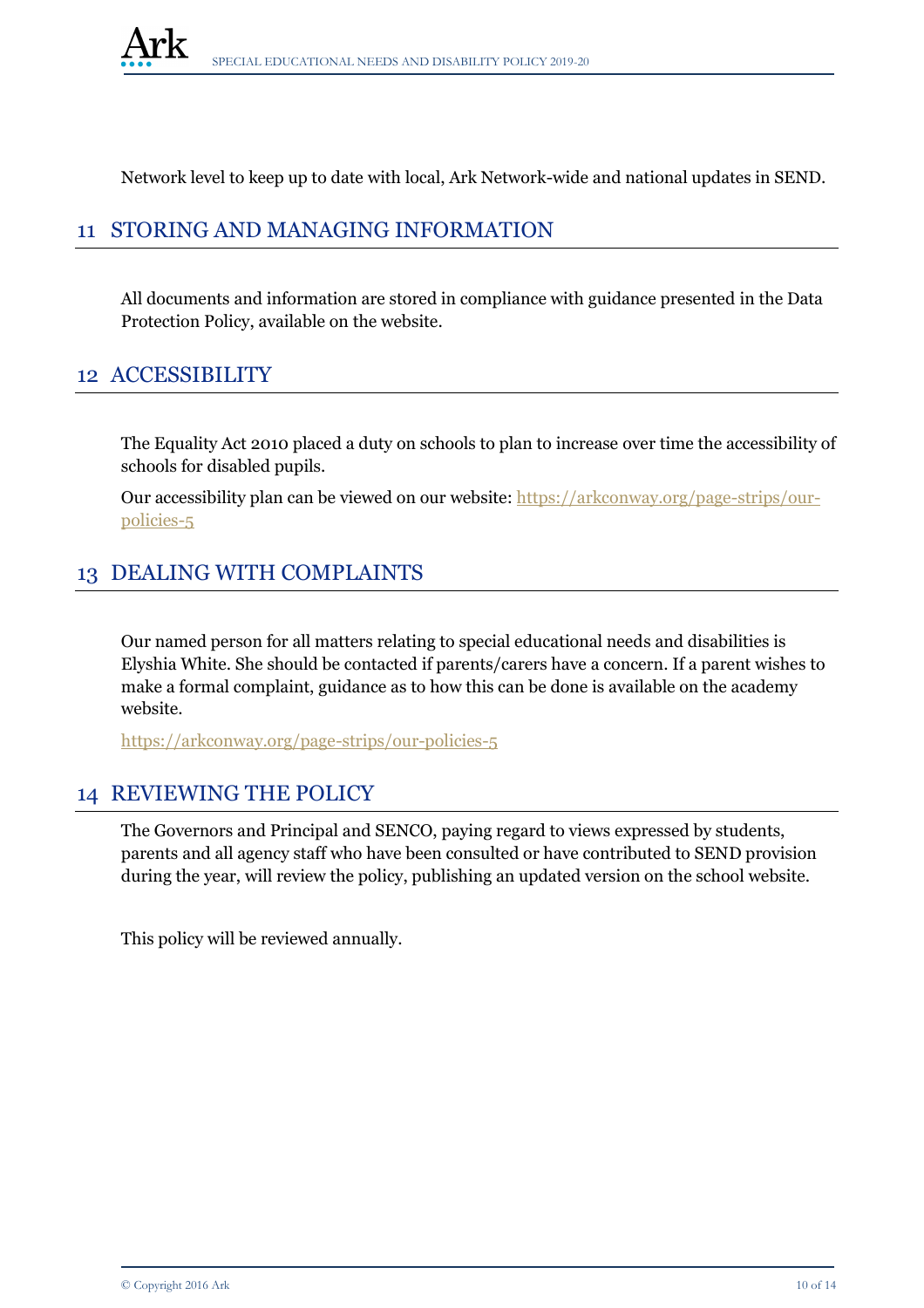Network level to keep up to date with local, Ark Network-wide and national updates in SEND.

## 11 STORING AND MANAGING INFORMATION

All documents and information are stored in compliance with guidance presented in the Data Protection Policy, available on the website.

## 12 ACCESSIBILITY

The Equality Act 2010 placed a duty on schools to plan to increase over time the accessibility of schools for disabled pupils.

Our accessibility plan can be viewed on our website: [https://arkconway.org/page-strips/our-policies-5](https://arkconway.org/page-strips/our-policies-5)

## 13 DEALING WITH COMPLAINTS

Our named person for all matters relating to special educational needs and disabilities is Elyshia White. She should be contacted if parents/carers have a concern. If a parent wishes to make a formal complaint, guidance as to how this can be done is available on the academy website.

[https://arkconway.org/page-strips/our-policies-5](https://arkconway.org/page-strips/our-policies-5)

## 14 REVIEWING THE POLICY

The Governors and Principal and SENCO, paying regard to views expressed by students, parents and all agency staff who have been consulted or have contributed to SEND provision during the year, will review the policy, publishing an updated version on the school website.

This policy will be reviewed annually.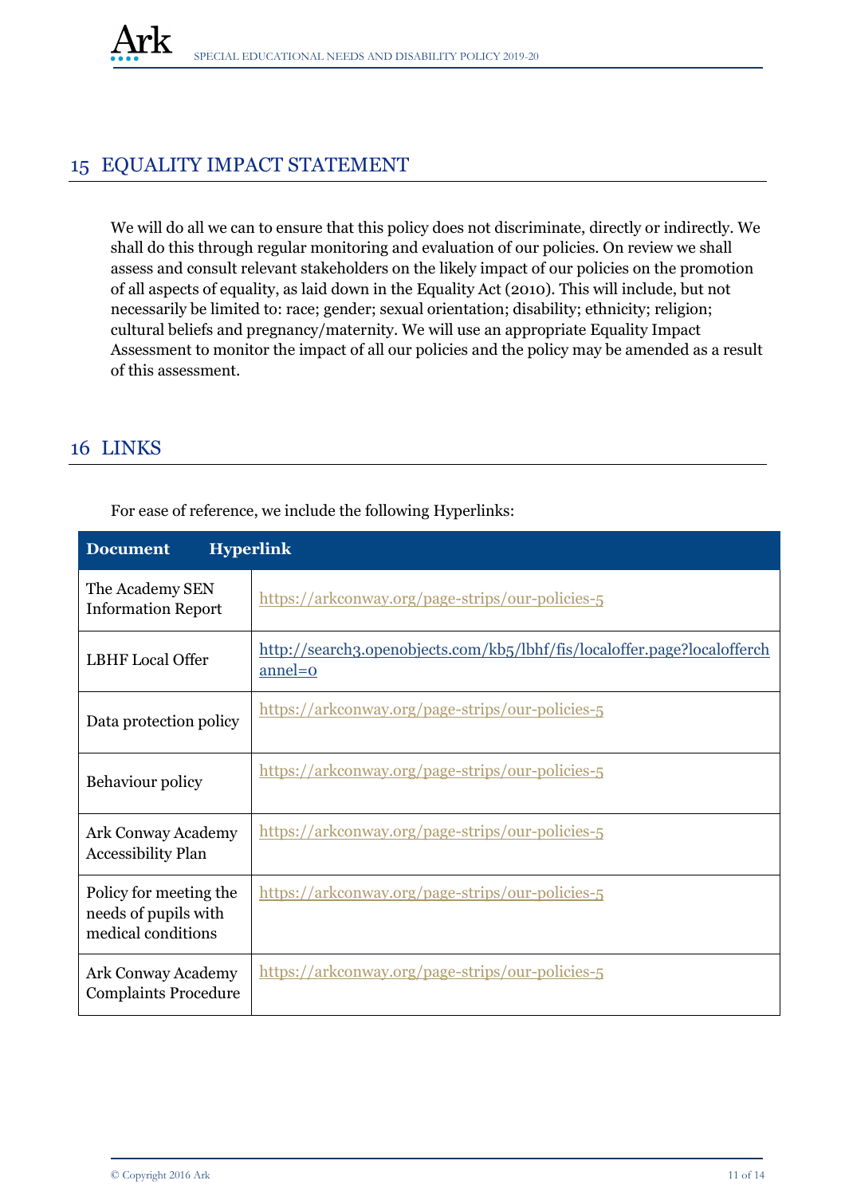## 15 EQUALITY IMPACT STATEMENT

We will do all we can to ensure that this policy does not discriminate, directly or indirectly. We shall do this through regular monitoring and evaluation of our policies. On review we shall assess and consult relevant stakeholders on the likely impact of our policies on the promotion of all aspects of equality, as laid down in the Equality Act (2010). This will include, but not necessarily be limited to: race; gender; sexual orientation; disability; ethnicity; religion; cultural beliefs and pregnancy/maternity. We will use an appropriate Equality Impact Assessment to monitor the impact of all our policies and the policy may be amended as a result of this assessment.

## 16 LINKS

For ease of reference, we include the following Hyperlinks:

| Document | Hyperlink |
|---|---|
| The Academy SEN Information Report | https://arkconway.org/page-strips/our-policies-5 |
| LBHF Local Offer | http://search3.openobjects.com/kb5/lbhf/fis/localoffer.page?localofferchannel=0 |
| Data protection policy | https://arkconway.org/page-strips/our-policies-5 |
| Behaviour policy | https://arkconway.org/page-strips/our-policies-5 |
| Ark Conway Academy Accessibility Plan | https://arkconway.org/page-strips/our-policies-5 |
| Policy for meeting the needs of pupils with medical conditions | https://arkconway.org/page-strips/our-policies-5 |
| Ark Conway Academy Complaints Procedure | https://arkconway.org/page-strips/our-policies-5 |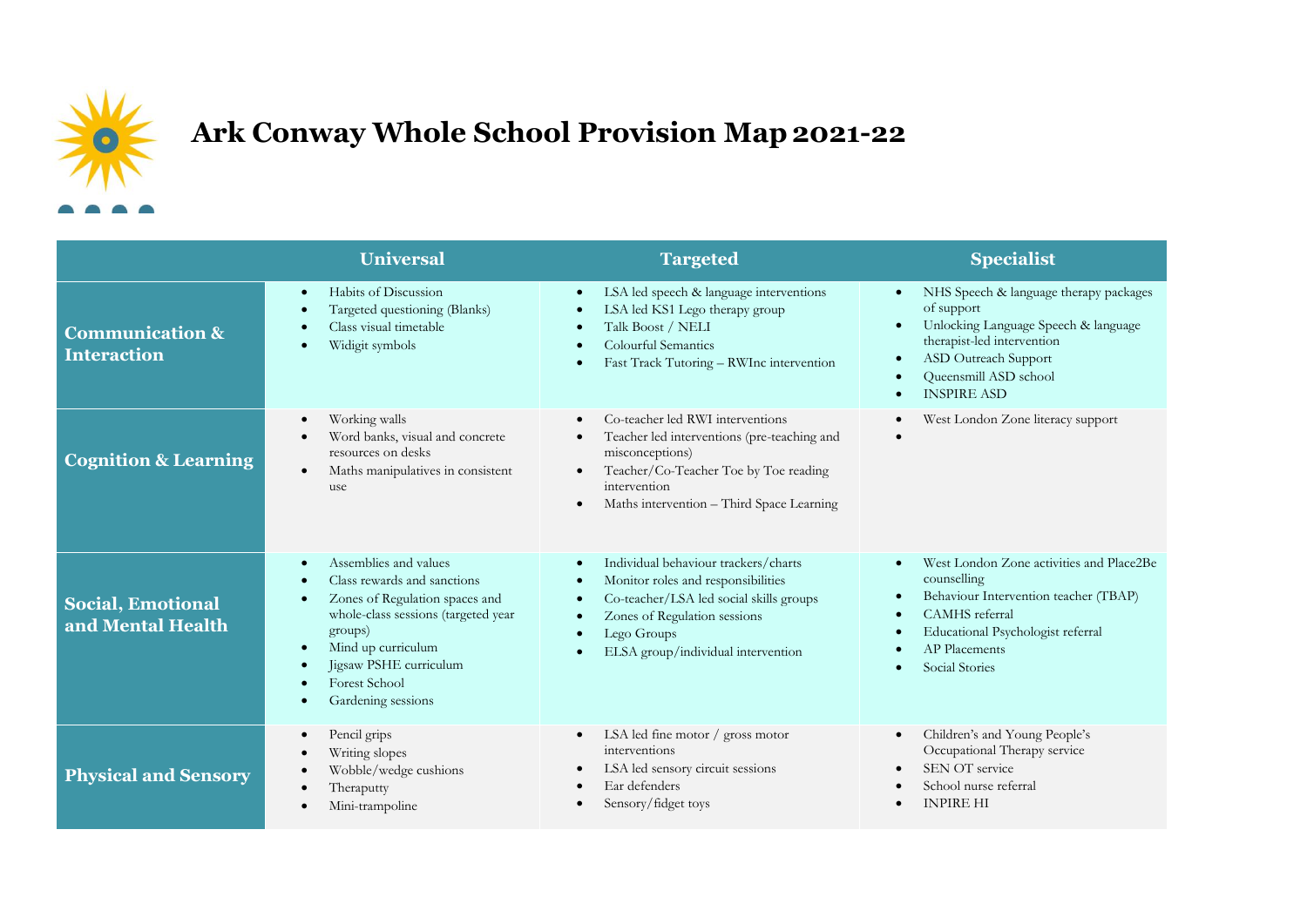# Ark Conway Whole School Provision Map 2021-22

| | Universal | Targeted | Specialist |
|---|---|---|---|
| **Communication & Interaction** | • Habits of Discussion<br>• Targeted questioning (Blanks)<br>• Class visual timetable<br>• Widigit symbols | • LSA led speech & language interventions<br>• LSA led KS1 Lego therapy group<br>• Talk Boost / NELI<br>• Colourful Semantics<br>• Fast Track Tutoring – RWInc intervention | • NHS Speech & language therapy packages of support<br>• Unlocking Language Speech & language therapist-led intervention<br>• ASD Outreach Support<br>• Queensmill ASD school<br>• INSPIRE ASD |
| **Cognition & Learning** | • Working walls<br>• Word banks, visual and concrete resources on desks<br>• Maths manipulatives in consistent use | • Co-teacher led RWI interventions<br>• Teacher led interventions (pre-teaching and misconceptions)<br>• Teacher/Co-Teacher Toe by Toe reading intervention<br>• Maths intervention – Third Space Learning | • West London Zone literacy support<br>• |
| **Social, Emotional and Mental Health** | • Assemblies and values<br>• Class rewards and sanctions<br>• Zones of Regulation spaces and whole-class sessions (targeted year groups)<br>• Mind up curriculum<br>• Jigsaw PSHE curriculum<br>• Forest School<br>• Gardening sessions | • Individual behaviour trackers/charts<br>• Monitor roles and responsibilities<br>• Co-teacher/LSA led social skills groups<br>• Zones of Regulation sessions<br>• Lego Groups<br>• ELSA group/individual intervention | • West London Zone activities and Place2Be counselling<br>• Behaviour Intervention teacher (TBAP)<br>• CAMHS referral<br>• Educational Psychologist referral<br>• AP Placements<br>• Social Stories |
| **Physical and Sensory** | • Pencil grips<br>• Writing slopes<br>• Wobble/wedge cushions<br>• Theraputty<br>• Mini-trampoline | • LSA led fine motor / gross motor interventions<br>• LSA led sensory circuit sessions<br>• Ear defenders<br>• Sensory/fidget toys | • Children's and Young People's Occupational Therapy service<br>• SEN OT service<br>• School nurse referral<br>• INPIRE HI |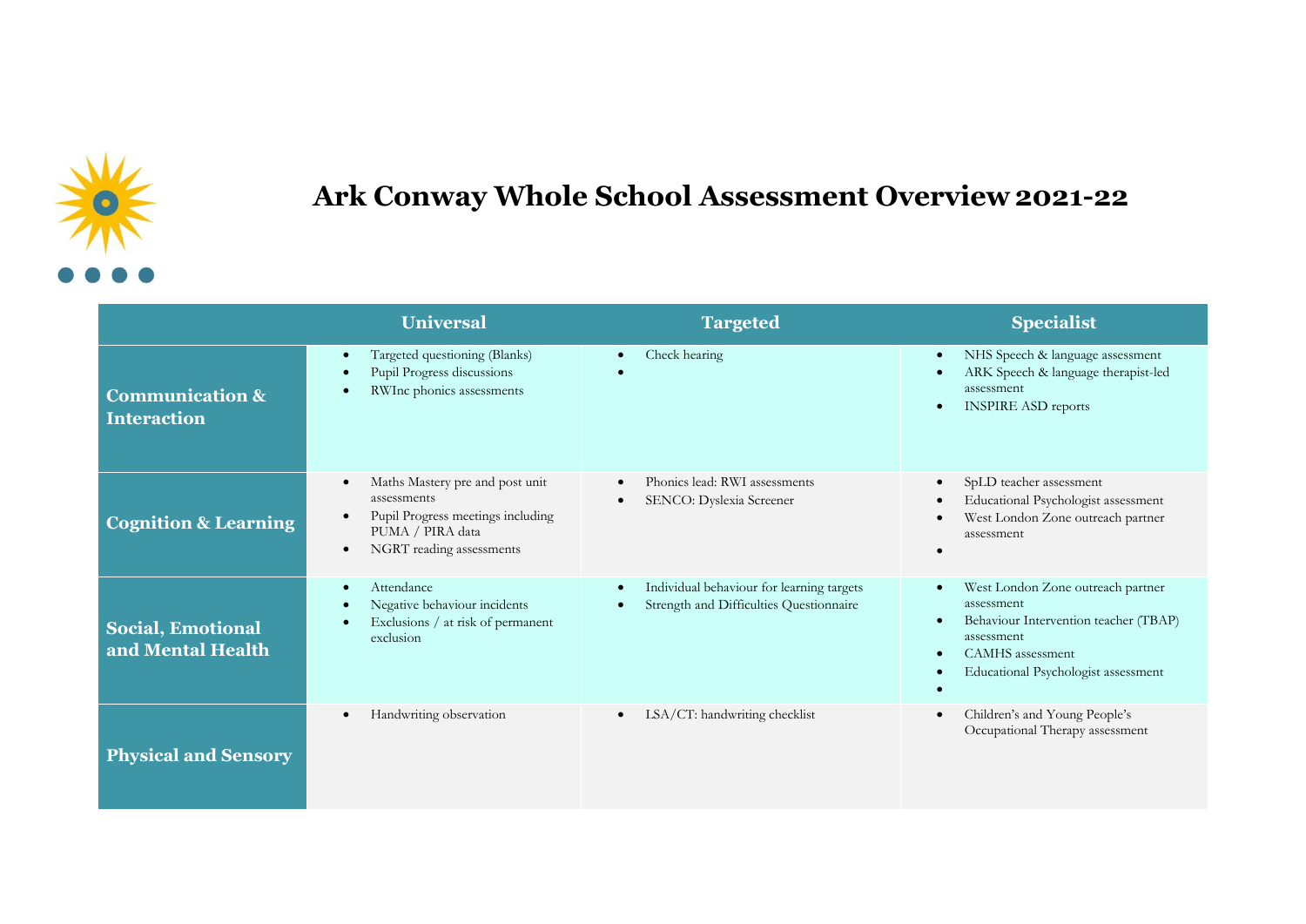# Ark Conway Whole School Assessment Overview 2021-22

| | Universal | Targeted | Specialist |
|---|---|---|---|
| **Communication & Interaction** | • Targeted questioning (Blanks)<br>• Pupil Progress discussions<br>• RWInc phonics assessments | • Check hearing<br>• | • NHS Speech & language assessment<br>• ARK Speech & language therapist-led assessment<br>• INSPIRE ASD reports |
| **Cognition & Learning** | • Maths Mastery pre and post unit assessments<br>• Pupil Progress meetings including PUMA / PIRA data<br>• NGRT reading assessments | • Phonics lead: RWI assessments<br>• SENCO: Dyslexia Screener | • SpLD teacher assessment<br>• Educational Psychologist assessment<br>• West London Zone outreach partner assessment<br>• |
| **Social, Emotional and Mental Health** | • Attendance<br>• Negative behaviour incidents<br>• Exclusions / at risk of permanent exclusion | • Individual behaviour for learning targets<br>• Strength and Difficulties Questionnaire | • West London Zone outreach partner assessment<br>• Behaviour Intervention teacher (TBAP) assessment<br>• CAMHS assessment<br>• Educational Psychologist assessment<br>• |
| **Physical and Sensory** | • Handwriting observation | • LSA/CT: handwriting checklist | • Children's and Young People's Occupational Therapy assessment |